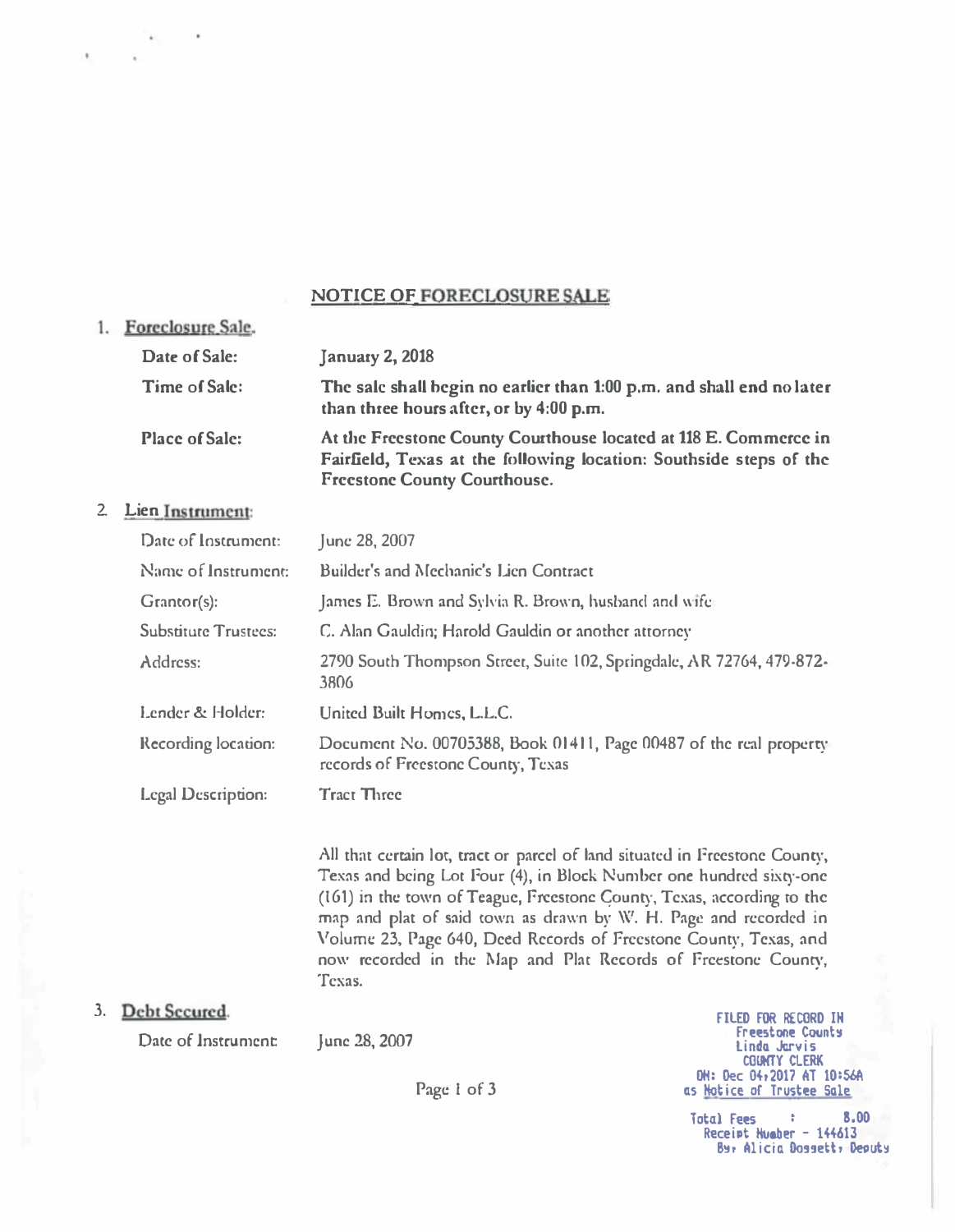# NOTICE OF FORECLOSURE SALE

1. **Foreclosure Sale.**

| | |
|---|---|
| **Date of Sale:** | **January 2, 2018** |
| **Time of Sale:** | **The sale shall begin no earlier than 1:00 p.m. and shall end no later than three hours after, or by 4:00 p.m.** |
| **Place of Sale:** | **At the Freestone County Courthouse located at 118 E. Commerce in Fairfield, Texas at the following location: Southside steps of the Freestone County Courthouse.** |

2. **Lien Instrument:**

| | |
|---|---|
| Date of Instrument: | June 28, 2007 |
| Name of Instrument: | Builder's and Mechanic's Lien Contract |
| Grantor(s): | James E. Brown and Sylvia R. Brown, husband and wife |
| Substitute Trustees: | C. Alan Gauldin; Harold Gauldin or another attorney |
| Address: | 2790 South Thompson Street, Suite 102, Springdale, AR 72764, 479-872-3806 |
| Lender & Holder: | United Built Homes, L.L.C. |
| Recording location: | Document No. 00705388, Book 01411, Page 00487 of the real property records of Freestone County, Texas |
| Legal Description: | Tract Three |

All that certain lot, tract or parcel of land situated in Freestone County, Texas and being Lot Four (4), in Block Number one hundred sixty-one (161) in the town of Teague, Freestone County, Texas, according to the map and plat of said town as drawn by W. H. Page and recorded in Volume 23, Page 640, Deed Records of Freestone County, Texas, and now recorded in the Map and Plat Records of Freestone County, Texas.

3. **Debt Secured.**

| | |
|---|---|
| Date of Instrument: | June 28, 2007 |

FILED FOR RECORD IN
Freestone County
Linda Jarvis
COUNTY CLERK
ON: Dec 04,2017 AT 10:56A
as Notice of Trustee Sale

Total Fees : 8.00
Receipt Number - 144613
By, Alicia Dossett, Deputy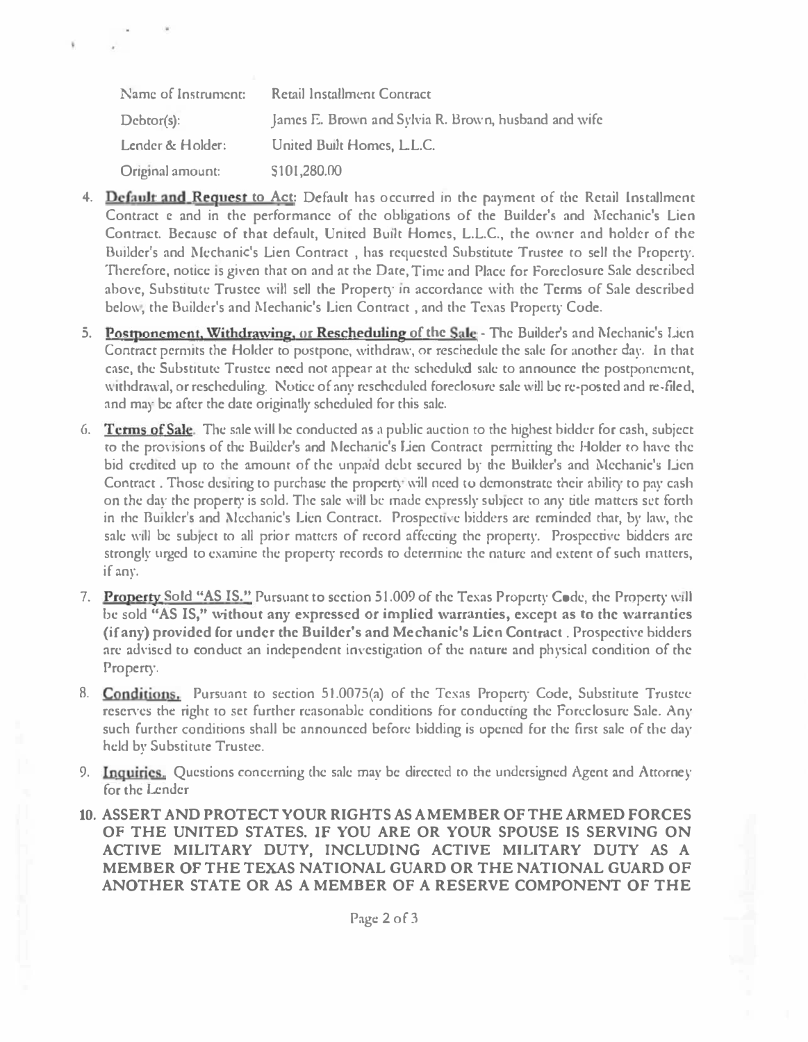| Name of Instrument: | Retail Installment Contract |
|---|---|
| Debtor(s): | James E. Brown and Sylvia R. Brown, husband and wife |
| Lender & Holder: | United Built Homes, L.L.C. |
| Original amount: | $101,280.00 |

4. **Default and Request to Act**: Default has occurred in the payment of the Retail Installment Contract e and in the performance of the obligations of the Builder's and Mechanic's Lien Contract. Because of that default, United Built Homes, L.L.C., the owner and holder of the Builder's and Mechanic's Lien Contract , has requested Substitute Trustee to sell the Property. Therefore, notice is given that on and at the Date, Time and Place for Foreclosure Sale described above, Substitute Trustee will sell the Property in accordance with the Terms of Sale described below, the Builder's and Mechanic's Lien Contract , and the Texas Property Code.

5. **Postponement, Withdrawing, or Rescheduling of the Sale** - The Builder's and Mechanic's Lien Contract permits the Holder to postpone, withdraw, or reschedule the sale for another day. In that case, the Substitute Trustee need not appear at the scheduled sale to announce the postponement, withdrawal, or rescheduling. Notice of any rescheduled foreclosure sale will be re-posted and re-filed, and may be after the date originally scheduled for this sale.

6. **Terms of Sale**. The sale will be conducted as a public auction to the highest bidder for cash, subject to the provisions of the Builder's and Mechanic's Lien Contract permitting the Holder to have the bid credited up to the amount of the unpaid debt secured by the Builder's and Mechanic's Lien Contract . Those desiring to purchase the property will need to demonstrate their ability to pay cash on the day the property is sold. The sale will be made expressly subject to any title matters set forth in the Builder's and Mechanic's Lien Contract. Prospective bidders are reminded that, by law, the sale will be subject to all prior matters of record affecting the property. Prospective bidders are strongly urged to examine the property records to determine the nature and extent of such matters, if any.

7. **Property Sold "AS IS."** Pursuant to section 51.009 of the Texas Property Code, the Property will be sold **"AS IS," without any expressed or implied warranties, except as to the warranties (if any) provided for under the Builder's and Mechanic's Lien Contract**. Prospective bidders are advised to conduct an independent investigation of the nature and physical condition of the Property.

8. **Conditions.** Pursuant to section 51.0075(a) of the Texas Property Code, Substitute Trustee reserves the right to set further reasonable conditions for conducting the Foreclosure Sale. Any such further conditions shall be announced before bidding is opened for the first sale of the day held by Substitute Trustee.

9. **Inquiries.** Questions concerning the sale may be directed to the undersigned Agent and Attorney for the Lender

10. **ASSERT AND PROTECT YOUR RIGHTS AS A MEMBER OF THE ARMED FORCES OF THE UNITED STATES. IF YOU ARE OR YOUR SPOUSE IS SERVING ON ACTIVE MILITARY DUTY, INCLUDING ACTIVE MILITARY DUTY AS A MEMBER OF THE TEXAS NATIONAL GUARD OR THE NATIONAL GUARD OF ANOTHER STATE OR AS A MEMBER OF A RESERVE COMPONENT OF THE**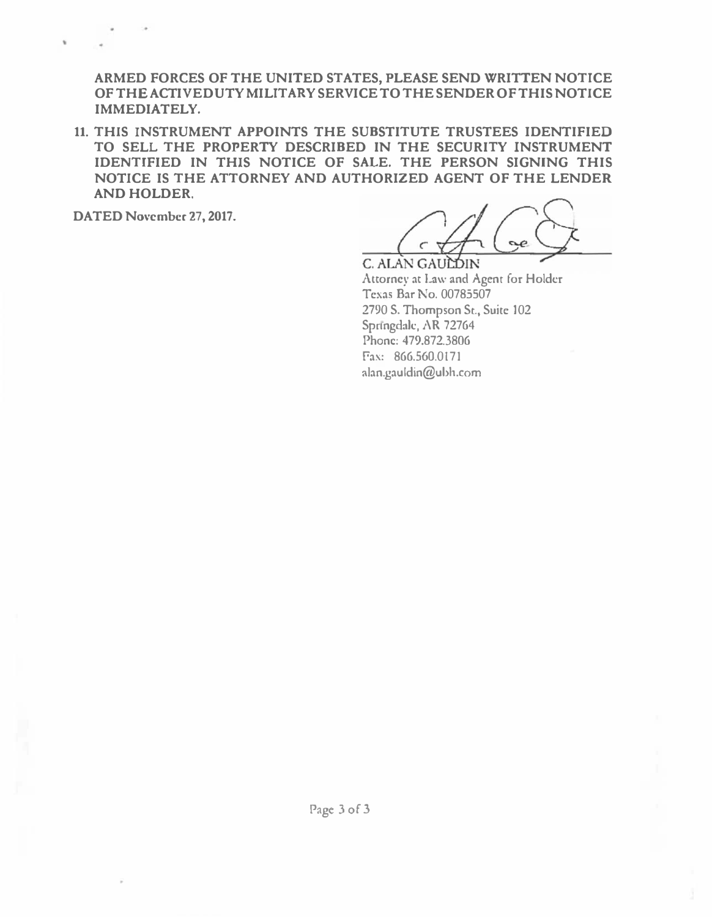**ARMED FORCES OF THE UNITED STATES, PLEASE SEND WRITTEN NOTICE OF THE ACTIVE DUTY MILITARY SERVICE TO THE SENDER OF THIS NOTICE IMMEDIATELY.**

11. **THIS INSTRUMENT APPOINTS THE SUBSTITUTE TRUSTEES IDENTIFIED TO SELL THE PROPERTY DESCRIBED IN THE SECURITY INSTRUMENT IDENTIFIED IN THIS NOTICE OF SALE. THE PERSON SIGNING THIS NOTICE IS THE ATTORNEY AND AUTHORIZED AGENT OF THE LENDER AND HOLDER.**

**DATED November 27, 2017.**

C. ALAN GAULDIN
Attorney at Law and Agent for Holder
Texas Bar No. 00785507
2790 S. Thompson St., Suite 102
Springdale, AR 72764
Phone: 479.872.3806
Fax: 866.560.0171
alan.gauldin@ubh.com